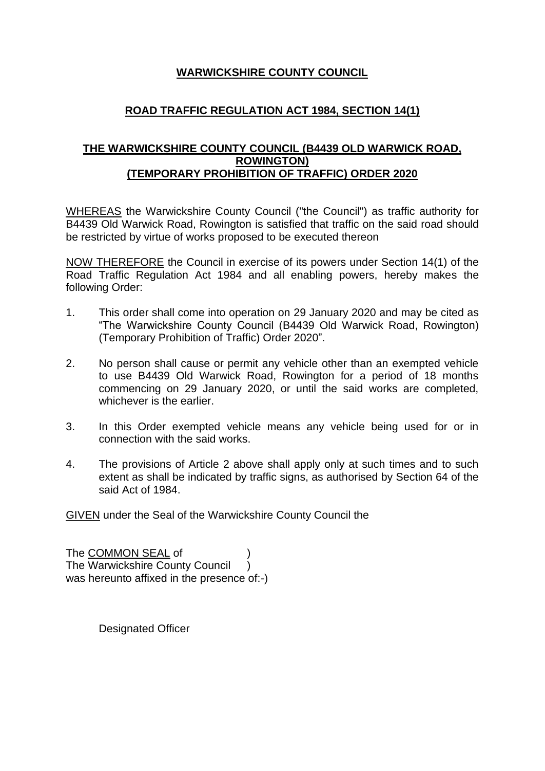**WARWICKSHIRE COUNTY COUNCIL**

**ROAD TRAFFIC REGULATION ACT 1984, SECTION 14(1)**

**THE WARWICKSHIRE COUNTY COUNCIL (B4439 OLD WARWICK ROAD, ROWINGTON) (TEMPORARY PROHIBITION OF TRAFFIC) ORDER 2020**

WHEREAS the Warwickshire County Council ("the Council") as traffic authority for B4439 Old Warwick Road, Rowington is satisfied that traffic on the said road should be restricted by virtue of works proposed to be executed thereon

NOW THEREFORE the Council in exercise of its powers under Section 14(1) of the Road Traffic Regulation Act 1984 and all enabling powers, hereby makes the following Order:

1. This order shall come into operation on 29 January 2020 and may be cited as "The Warwickshire County Council (B4439 Old Warwick Road, Rowington) (Temporary Prohibition of Traffic) Order 2020".

2. No person shall cause or permit any vehicle other than an exempted vehicle to use B4439 Old Warwick Road, Rowington for a period of 18 months commencing on 29 January 2020, or until the said works are completed, whichever is the earlier.

3. In this Order exempted vehicle means any vehicle being used for or in connection with the said works.

4. The provisions of Article 2 above shall apply only at such times and to such extent as shall be indicated by traffic signs, as authorised by Section 64 of the said Act of 1984.

GIVEN under the Seal of the Warwickshire County Council the

The COMMON SEAL of )
The Warwickshire County Council )
was hereunto affixed in the presence of:-)

Designated Officer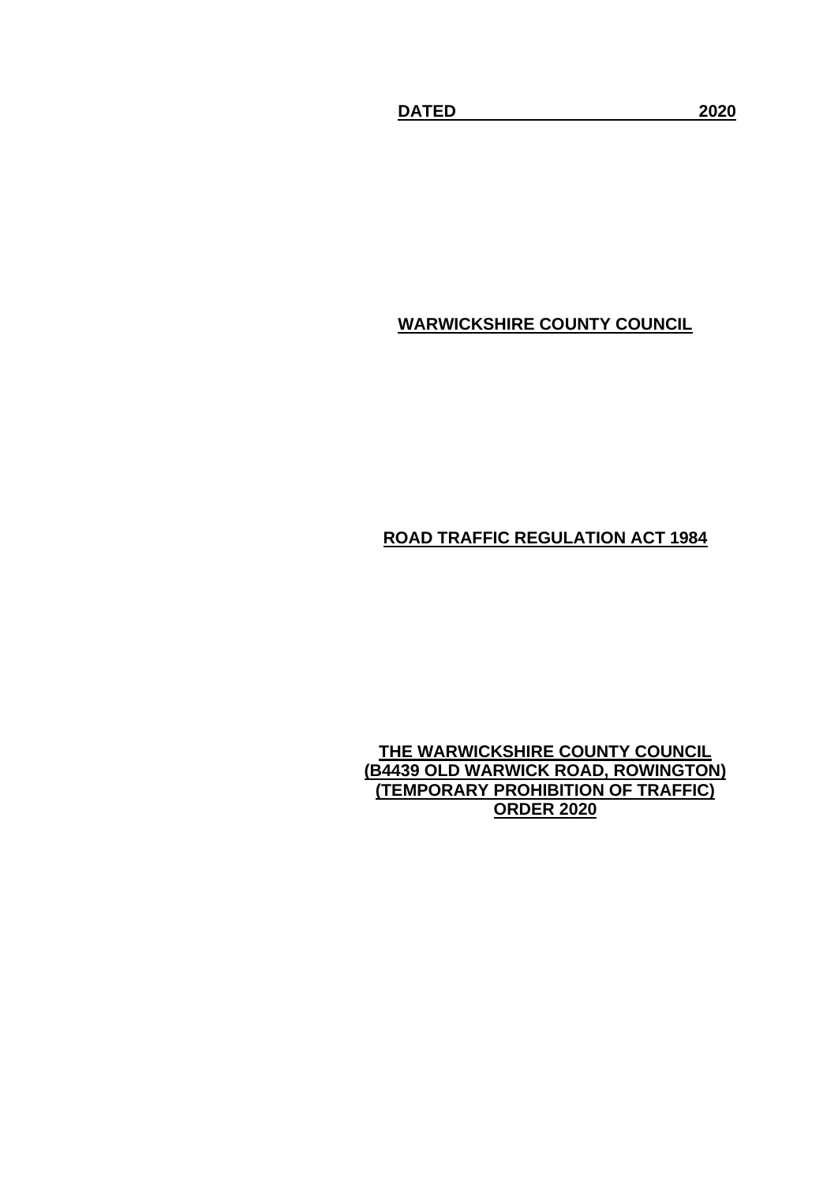**DATED 2020**

**WARWICKSHIRE COUNTY COUNCIL**

**ROAD TRAFFIC REGULATION ACT 1984**

**THE WARWICKSHIRE COUNTY COUNCIL (B4439 OLD WARWICK ROAD, ROWINGTON) (TEMPORARY PROHIBITION OF TRAFFIC) ORDER 2020**